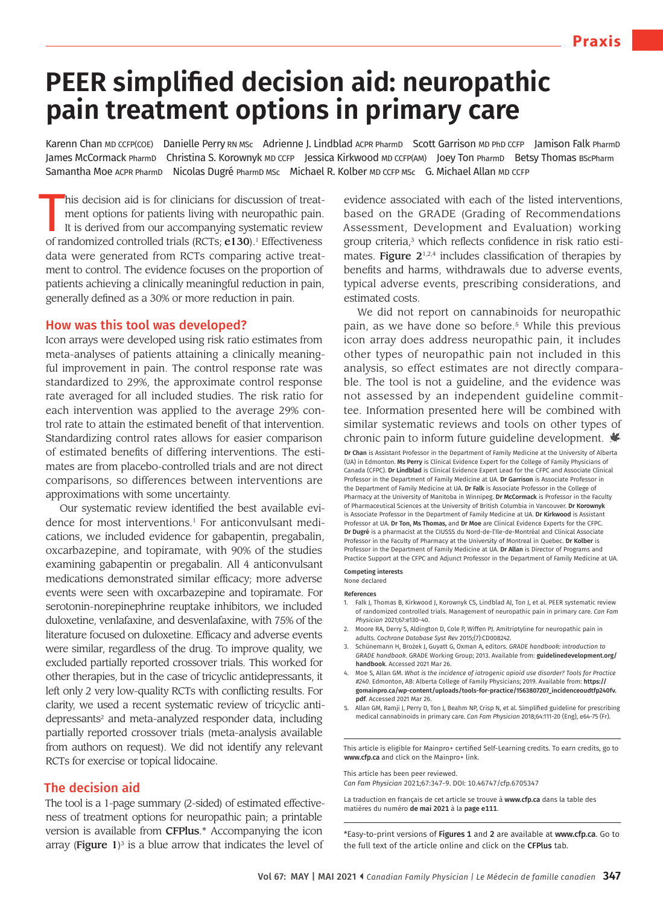# PEER simplified decision aid: neuropathic pain treatment options in primary care

Karenn Chan MD CCFP(COE) Danielle Perry RN MSc Adrienne J. Lindblad ACPR PharmD Scott Garrison MD PhD CCFP Jamison Falk PharmD James McCormack PharmD Christina S. Korownyk MD CCFP Jessica Kirkwood MD CCFP(AM) Joey Ton PharmD Betsy Thomas BScPharm Samantha Moe ACPR PharmD Nicolas Dugré PharmD MSc Michael R. Kolber MD CCFP MSc G. Michael Allan MD CCFP

This decision aid is for clinicians for discussion of treatment options for patients living with neuropathic pain. It is derived from our accompanying systematic review of randomized controlled trials (RCTs; **e130**).[1] Effectiveness data were generated from RCTs comparing active treatment to control. The evidence focuses on the proportion of patients achieving a clinically meaningful reduction in pain, generally defined as a 30% or more reduction in pain.

## How was this tool was developed?

Icon arrays were developed using risk ratio estimates from meta-analyses of patients attaining a clinically meaningful improvement in pain. The control response rate was standardized to 29%, the approximate control response rate averaged for all included studies. The risk ratio for each intervention was applied to the average 29% control rate to attain the estimated benefit of that intervention. Standardizing control rates allows for easier comparison of estimated benefits of differing interventions. The estimates are from placebo-controlled trials and are not direct comparisons, so differences between interventions are approximations with some uncertainty.

Our systematic review identified the best available evidence for most interventions.[1] For anticonvulsant medications, we included evidence for gabapentin, pregabalin, oxcarbazepine, and topiramate, with 90% of the studies examining gabapentin or pregabalin. All 4 anticonvulsant medications demonstrated similar efficacy; more adverse events were seen with oxcarbazepine and topiramate. For serotonin-norepinephrine reuptake inhibitors, we included duloxetine, venlafaxine, and desvenlafaxine, with 75% of the literature focused on duloxetine. Efficacy and adverse events were similar, regardless of the drug. To improve quality, we excluded partially reported crossover trials. This worked for other therapies, but in the case of tricyclic antidepressants, it left only 2 very low-quality RCTs with conflicting results. For clarity, we used a recent systematic review of tricyclic antidepressants[2] and meta-analyzed responder data, including partially reported crossover trials (meta-analysis available from authors on request). We did not identify any relevant RCTs for exercise or topical lidocaine.

## The decision aid

The tool is a 1-page summary (2-sided) of estimated effectiveness of treatment options for neuropathic pain; a printable version is available from **CFPlus**.* Accompanying the icon array (**Figure 1**)[3] is a blue arrow that indicates the level of evidence associated with each of the listed interventions, based on the GRADE (Grading of Recommendations Assessment, Development and Evaluation) working group criteria,[3] which reflects confidence in risk ratio estimates. **Figure 2**[1,2,4] includes classification of therapies by benefits and harms, withdrawals due to adverse events, typical adverse events, prescribing considerations, and estimated costs.

We did not report on cannabinoids for neuropathic pain, as we have done so before.[5] While this previous icon array does address neuropathic pain, it includes other types of neuropathic pain not included in this analysis, so effect estimates are not directly comparable. The tool is not a guideline, and the evidence was not assessed by an independent guideline committee. Information presented here will be combined with similar systematic reviews and tools on other types of chronic pain to inform future guideline development.

**Dr Chan** is Assistant Professor in the Department of Family Medicine at the University of Alberta (UA) in Edmonton. **Ms Perry** is Clinical Evidence Expert for the College of Family Physicians of Canada (CFPC). **Dr Lindblad** is Clinical Evidence Expert Lead for the CFPC and Associate Clinical Professor in the Department of Family Medicine at UA. **Dr Garrison** is Associate Professor in the Department of Family Medicine at UA. **Dr Falk** is Associate Professor in the College of Pharmacy at the University of Manitoba in Winnipeg. **Dr McCormack** is Professor in the Faculty of Pharmaceutical Sciences at the University of British Columbia in Vancouver. **Dr Korownyk** is Associate Professor in the Department of Family Medicine at UA. **Dr Kirkwood** is Assistant Professor at UA. **Dr Ton, Ms Thomas,** and **Dr Moe** are Clinical Evidence Experts for the CFPC. **Dr Dugré** is a pharmacist at the CIUSSS du Nord-de-l'Île-de-Montréal and Clinical Associate Professor in the Faculty of Pharmacy at the University of Montreal in Quebec. **Dr Kolber** is Professor in the Department of Family Medicine at UA. **Dr Allan** is Director of Programs and Practice Support at the CFPC and Adjunct Professor in the Department of Family Medicine at UA.

**Competing interests**
None declared

**References**

1. Falk J, Thomas B, Kirkwood J, Korownyk CS, Lindblad AJ, Ton J, et al. PEER systematic review of randomized controlled trials. Management of neuropathic pain in primary care. *Can Fam Physician* 2021;67:e130-40.
2. Moore RA, Derry S, Aldington D, Cole P, Wiffen PJ. Amitriptyline for neuropathic pain in adults. *Cochrane Database Syst Rev* 2015;(7):CD008242.
3. Schünemann H, Brożek J, Guyatt G, Oxman A, editors. *GRADE handbook: introduction to GRADE handbook*. GRADE Working Group; 2013. Available from: **guidelinedevelopment.org/handbook**. Accessed 2021 Mar 26.
4. Moe S, Allan GM. *What is the incidence of iatrogenic opioid use disorder? Tools for Practice #240*. Edmonton, AB: Alberta College of Family Physicians; 2019. Available from: **https://gomainpro.ca/wp-content/uploads/tools-for-practice/1563807207_incidenceoudtfp240fv.pdf**. Accessed 2021 Mar 26.
5. Allan GM, Ramji J, Perry D, Ton J, Beahm NP, Crisp N, et al. Simplified guideline for prescribing medical cannabinoids in primary care. *Can Fam Physician* 2018;64:111-20 (Eng), e64-75 (Fr).

This article is eligible for Mainpro+ certified Self-Learning credits. To earn credits, go to **www.cfp.ca** and click on the Mainpro+ link.

This article has been peer reviewed.
*Can Fam Physician* 2021;67:347-9. DOI: 10.46747/cfp.6705347

La traduction en français de cet article se trouve à **www.cfp.ca** dans la table des matières du numéro **de mai 2021** à la **page e111**.

*Easy-to-print versions of **Figures 1** and **2** are available at **www.cfp.ca**. Go to the full text of the article online and click on the **CFPlus** tab.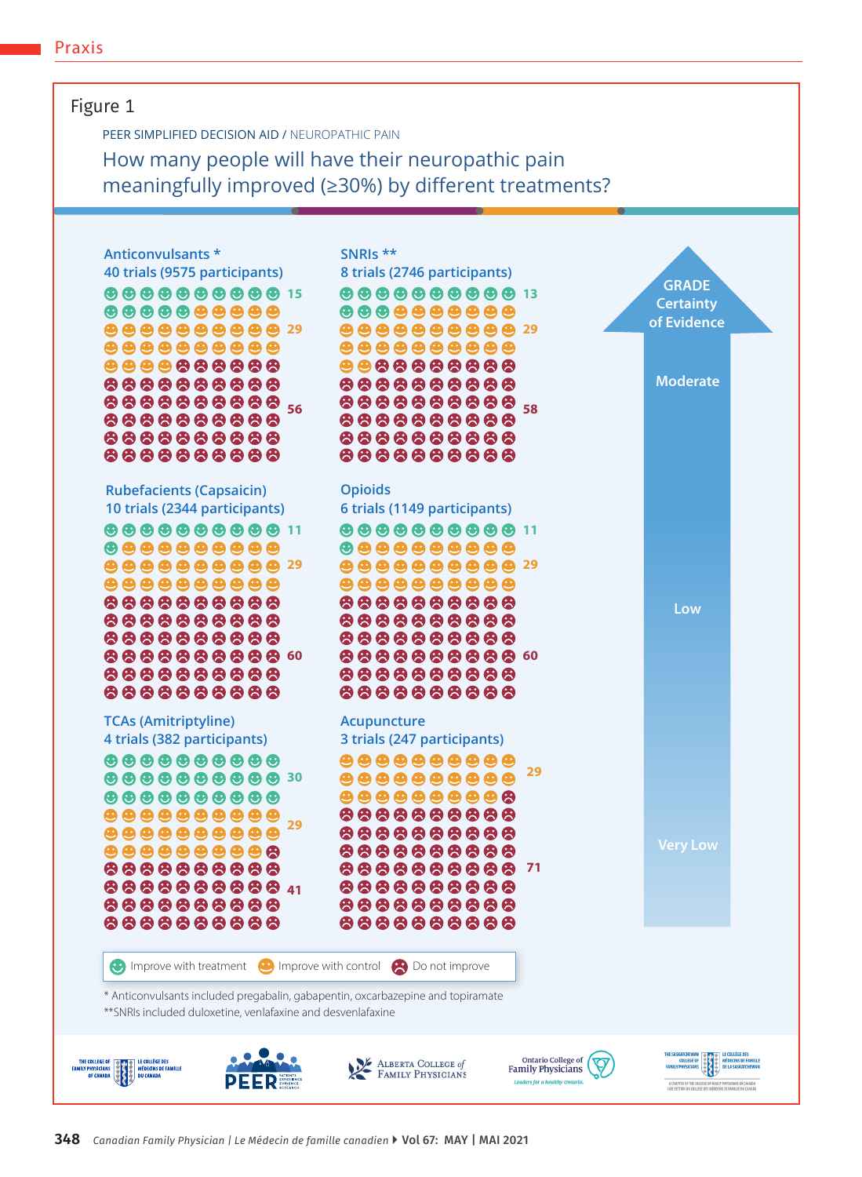## Figure 1

PEER SIMPLIFIED DECISION AID / NEUROPATHIC PAIN

### How many people will have their neuropathic pain meaningfully improved (≥30%) by different treatments?

| Treatment | Trials (participants) | Improve with treatment | Improve with control | Do not improve |
|---|---|---|---|---|
| Anticonvulsants * | 40 trials (9575 participants) | 15 | 29 | 56 |
| SNRIs ** | 8 trials (2746 participants) | 13 | 29 | 58 |
| Rubefacients (Capsaicin) | 10 trials (2344 participants) | 11 | 29 | 60 |
| Opioids | 6 trials (1149 participants) | 11 | 29 | 60 |
| TCAs (Amitriptyline) | 4 trials (382 participants) | 30 | 29 | 41 |
| Acupuncture | 3 trials (247 participants) | | 29 | 71 |

GRADE Certainty of Evidence: Moderate, Low, Very Low

Legend: Improve with treatment; Improve with control; Do not improve

\* Anticonvulsants included pregabalin, gabapentin, oxcarbazepine and topiramate
\*\*SNRIs included duloxetine, venlafaxine and desvenlafaxine

The College of Family Physicians of Canada / Le Collège des médecins de famille du Canada; PEER; Alberta College of Family Physicians; Ontario College of Family Physicians; The Saskatchewan College of Family Physicians / Le Collège des médecins de famille de la Saskatchewan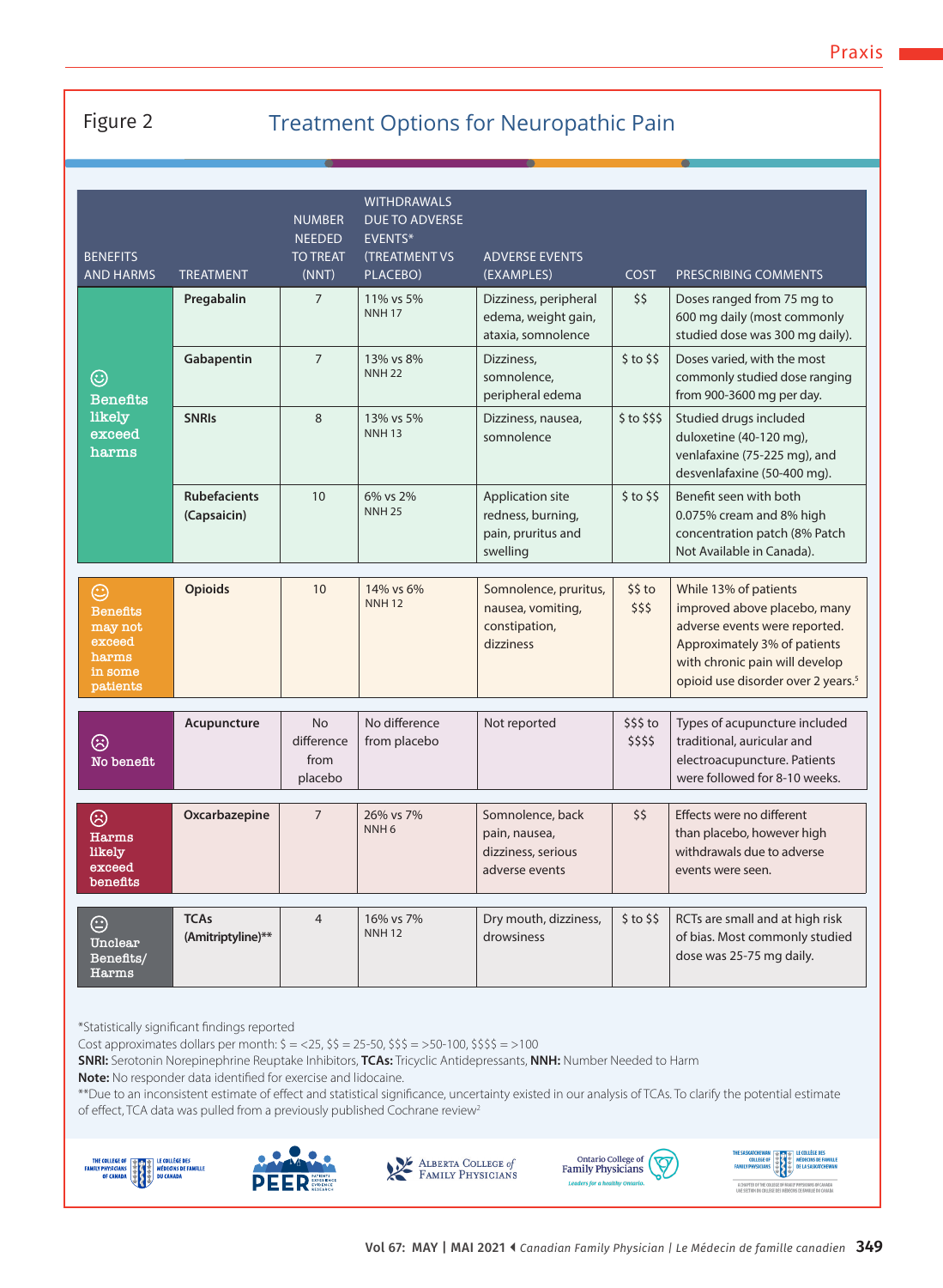Figure 2

## Treatment Options for Neuropathic Pain

| BENEFITS AND HARMS | TREATMENT | NUMBER NEEDED TO TREAT (NNT) | WITHDRAWALS DUE TO ADVERSE EVENTS* (TREATMENT VS PLACEBO) | ADVERSE EVENTS (EXAMPLES) | COST | PRESCRIBING COMMENTS |
|---|---|---|---|---|---|---|
| Benefits likely exceed harms | **Pregabalin** | 7 | 11% vs 5% NNH 17 | Dizziness, peripheral edema, weight gain, ataxia, somnolence | $$ | Doses ranged from 75 mg to 600 mg daily (most commonly studied dose was 300 mg daily). |
| | **Gabapentin** | 7 | 13% vs 8% NNH 22 | Dizziness, somnolence, peripheral edema | $ to $$ | Doses varied, with the most commonly studied dose ranging from 900-3600 mg per day. |
| | **SNRIs** | 8 | 13% vs 5% NNH 13 | Dizziness, nausea, somnolence | $ to $$$ | Studied drugs included duloxetine (40-120 mg), venlafaxine (75-225 mg), and desvenlafaxine (50-400 mg). |
| | **Rubefacients (Capsaicin)** | 10 | 6% vs 2% NNH 25 | Application site redness, burning, pain, pruritus and swelling | $ to $$ | Benefit seen with both 0.075% cream and 8% high concentration patch (8% Patch Not Available in Canada). |
| Benefits may not exceed harms in some patients | **Opioids** | 10 | 14% vs 6% NNH 12 | Somnolence, pruritus, nausea, vomiting, constipation, dizziness | $$ to $$$ | While 13% of patients improved above placebo, many adverse events were reported. Approximately 3% of patients with chronic pain will develop opioid use disorder over 2 years.[5] |
| No benefit | **Acupuncture** | No difference from placebo | No difference from placebo | Not reported | $$$ to $$$$ | Types of acupuncture included traditional, auricular and electroacupuncture. Patients were followed for 8-10 weeks. |
| Harms likely exceed benefits | **Oxcarbazepine** | 7 | 26% vs 7% NNH 6 | Somnolence, back pain, nausea, dizziness, serious adverse events | $$ | Effects were no different than placebo, however high withdrawals due to adverse events were seen. |
| Unclear Benefits/ Harms | **TCAs (Amitriptyline)**** | 4 | 16% vs 7% NNH 12 | Dry mouth, dizziness, drowsiness | $ to $$ | RCTs are small and at high risk of bias. Most commonly studied dose was 25-75 mg daily. |

*Statistically significant findings reported

Cost approximates dollars per month: $ = <25, $$ = 25-50, $$$ = >50-100, $$$$ = >100

**SNRI:** Serotonin Norepinephrine Reuptake Inhibitors, **TCAs:** Tricyclic Antidepressants, **NNH:** Number Needed to Harm

**Note:** No responder data identified for exercise and lidocaine.

**Due to an inconsistent estimate of effect and statistical significance, uncertainty existed in our analysis of TCAs. To clarify the potential estimate of effect, TCA data was pulled from a previously published Cochrane review[2]

The College of Family Physicians of Canada / Le Collège des médecins de famille du Canada · PEER · Alberta College of Family Physicians · Ontario College of Family Physicians · The Saskatchewan College of Family Physicians / Le Collège des médecins de famille de la Saskatchewan